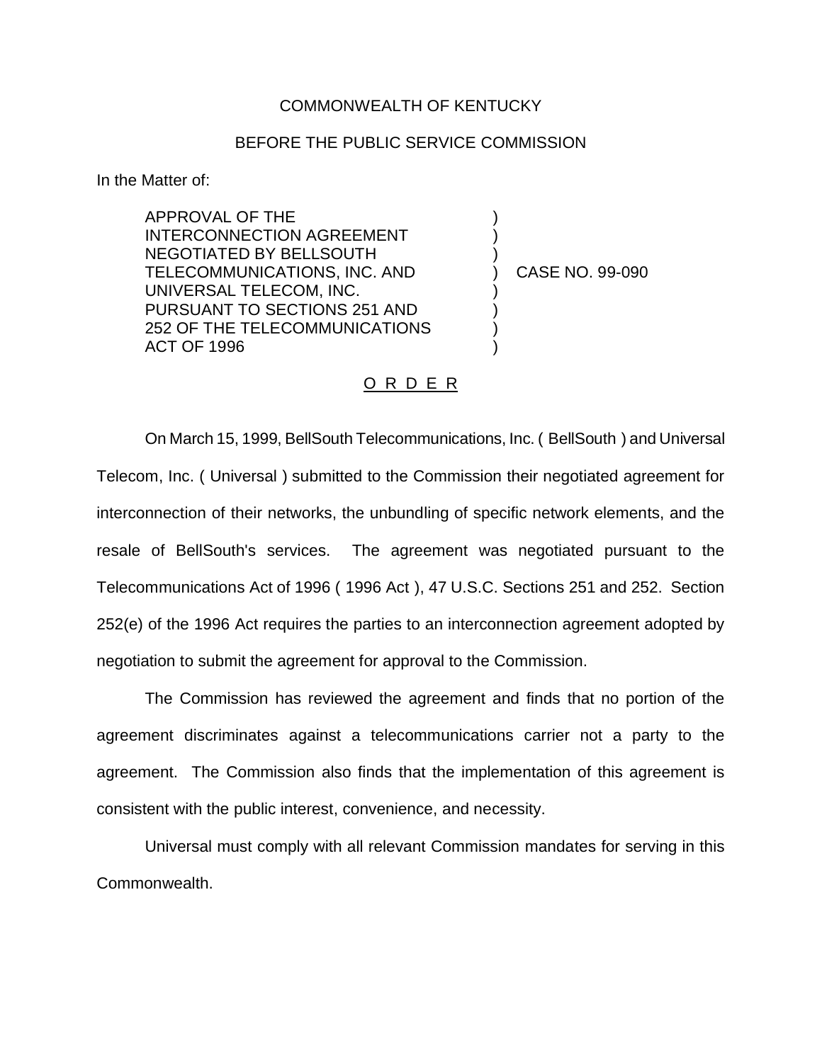COMMONWEALTH OF KENTUCKY

BEFORE THE PUBLIC SERVICE COMMISSION

In the Matter of:

APPROVAL OF THE INTERCONNECTION AGREEMENT NEGOTIATED BY BELLSOUTH TELECOMMUNICATIONS, INC. AND UNIVERSAL TELECOM, INC. PURSUANT TO SECTIONS 251 AND 252 OF THE TELECOMMUNICATIONS ACT OF 1996 ) CASE NO. 99-090

O R D E R

On March 15, 1999, BellSouth Telecommunications, Inc. ( BellSouth ) and Universal Telecom, Inc. ( Universal ) submitted to the Commission their negotiated agreement for interconnection of their networks, the unbundling of specific network elements, and the resale of BellSouth's services. The agreement was negotiated pursuant to the Telecommunications Act of 1996 ( 1996 Act ), 47 U.S.C. Sections 251 and 252. Section 252(e) of the 1996 Act requires the parties to an interconnection agreement adopted by negotiation to submit the agreement for approval to the Commission.

The Commission has reviewed the agreement and finds that no portion of the agreement discriminates against a telecommunications carrier not a party to the agreement. The Commission also finds that the implementation of this agreement is consistent with the public interest, convenience, and necessity.

Universal must comply with all relevant Commission mandates for serving in this Commonwealth.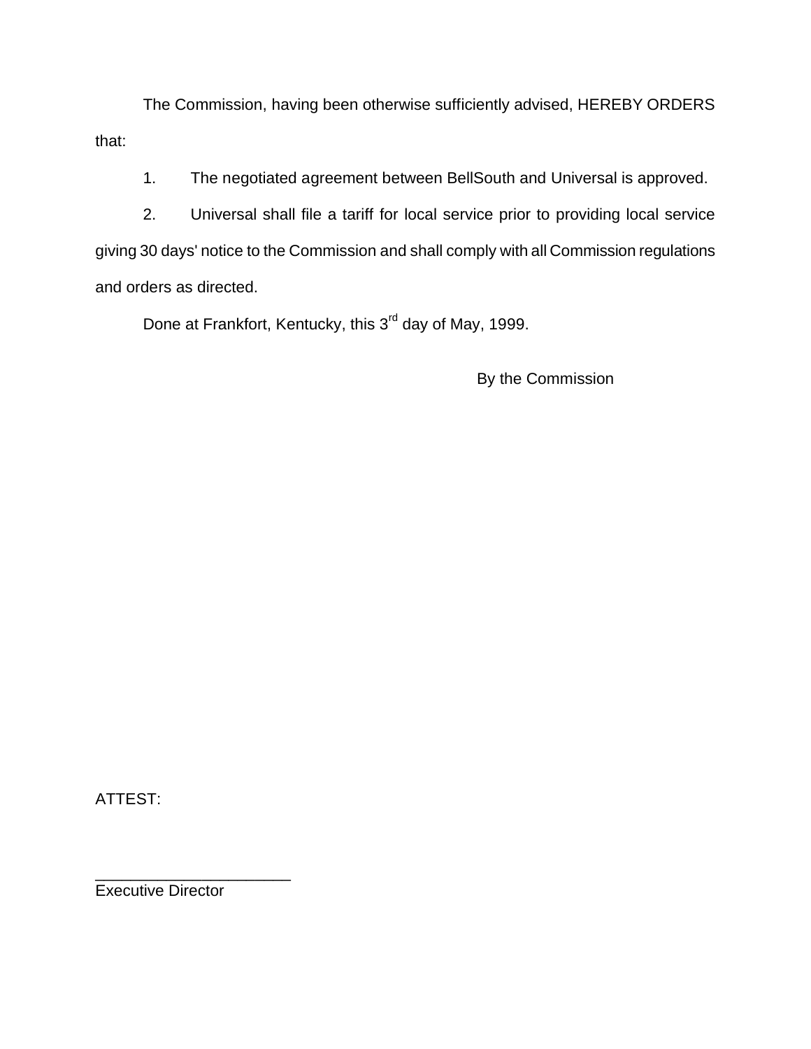The Commission, having been otherwise sufficiently advised, HEREBY ORDERS that:

1. The negotiated agreement between BellSouth and Universal is approved.

2. Universal shall file a tariff for local service prior to providing local service giving 30 days' notice to the Commission and shall comply with all Commission regulations and orders as directed.

Done at Frankfort, Kentucky, this 3rd day of May, 1999.

By the Commission

ATTEST:

______________________
Executive Director